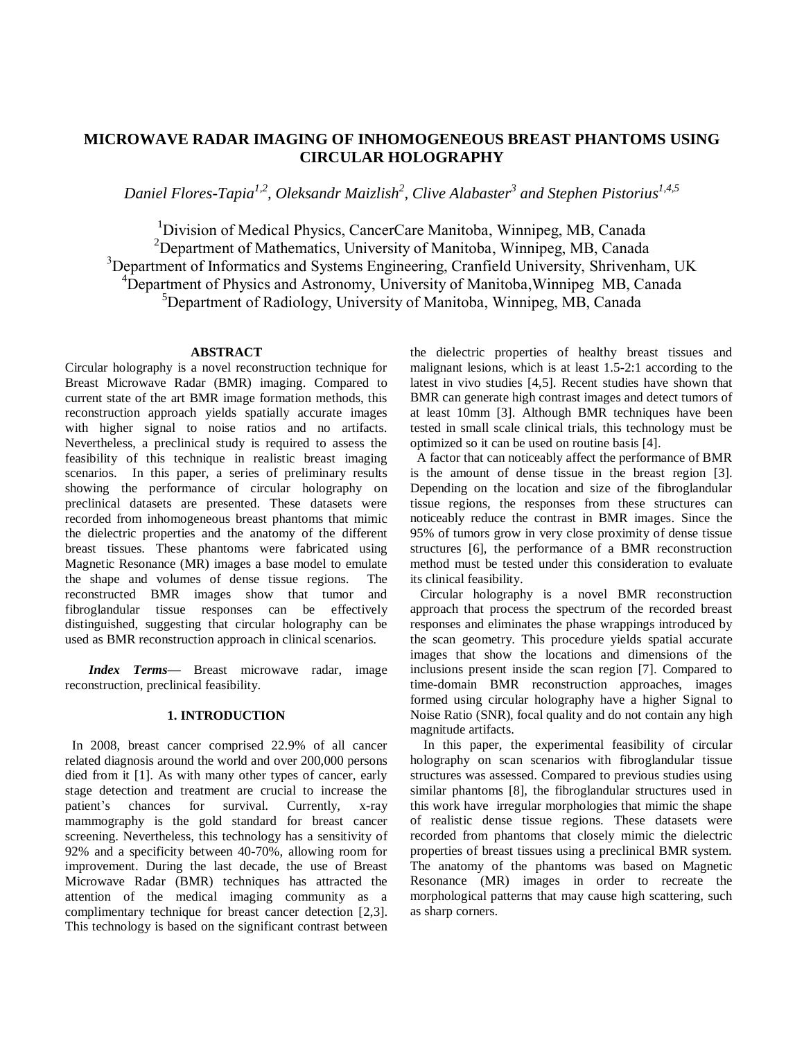# MICROWAVE RADAR IMAGING OF INHOMOGENEOUS BREAST PHANTOMS USING CIRCULAR HOLOGRAPHY

*Daniel Flores-Tapia[1,2], Oleksandr Maizlish[2], Clive Alabaster[3] and Stephen Pistorius[1,4,5]*

[1]Division of Medical Physics, CancerCare Manitoba, Winnipeg, MB, Canada
[2]Department of Mathematics, University of Manitoba, Winnipeg, MB, Canada
[3]Department of Informatics and Systems Engineering, Cranfield University, Shrivenham, UK
[4]Department of Physics and Astronomy, University of Manitoba,Winnipeg MB, Canada
[5]Department of Radiology, University of Manitoba, Winnipeg, MB, Canada

## ABSTRACT

Circular holography is a novel reconstruction technique for Breast Microwave Radar (BMR) imaging. Compared to current state of the art BMR image formation methods, this reconstruction approach yields spatially accurate images with higher signal to noise ratios and no artifacts. Nevertheless, a preclinical study is required to assess the feasibility of this technique in realistic breast imaging scenarios. In this paper, a series of preliminary results showing the performance of circular holography on preclinical datasets are presented. These datasets were recorded from inhomogeneous breast phantoms that mimic the dielectric properties and the anatomy of the different breast tissues. These phantoms were fabricated using Magnetic Resonance (MR) images a base model to emulate the shape and volumes of dense tissue regions. The reconstructed BMR images show that tumor and fibroglandular tissue responses can be effectively distinguished, suggesting that circular holography can be used as BMR reconstruction approach in clinical scenarios.

***Index Terms*****—** Breast microwave radar, image reconstruction, preclinical feasibility.

## 1. INTRODUCTION

In 2008, breast cancer comprised 22.9% of all cancer related diagnosis around the world and over 200,000 persons died from it [1]. As with many other types of cancer, early stage detection and treatment are crucial to increase the patient's chances for survival. Currently, x-ray mammography is the gold standard for breast cancer screening. Nevertheless, this technology has a sensitivity of 92% and a specificity between 40-70%, allowing room for improvement. During the last decade, the use of Breast Microwave Radar (BMR) techniques has attracted the attention of the medical imaging community as a complimentary technique for breast cancer detection [2,3]. This technology is based on the significant contrast between the dielectric properties of healthy breast tissues and malignant lesions, which is at least 1.5-2:1 according to the latest in vivo studies [4,5]. Recent studies have shown that BMR can generate high contrast images and detect tumors of at least 10mm [3]. Although BMR techniques have been tested in small scale clinical trials, this technology must be optimized so it can be used on routine basis [4].

A factor that can noticeably affect the performance of BMR is the amount of dense tissue in the breast region [3]. Depending on the location and size of the fibroglandular tissue regions, the responses from these structures can noticeably reduce the contrast in BMR images. Since the 95% of tumors grow in very close proximity of dense tissue structures [6], the performance of a BMR reconstruction method must be tested under this consideration to evaluate its clinical feasibility.

Circular holography is a novel BMR reconstruction approach that process the spectrum of the recorded breast responses and eliminates the phase wrappings introduced by the scan geometry. This procedure yields spatial accurate images that show the locations and dimensions of the inclusions present inside the scan region [7]. Compared to time-domain BMR reconstruction approaches, images formed using circular holography have a higher Signal to Noise Ratio (SNR), focal quality and do not contain any high magnitude artifacts.

In this paper, the experimental feasibility of circular holography on scan scenarios with fibroglandular tissue structures was assessed. Compared to previous studies using similar phantoms [8], the fibroglandular structures used in this work have irregular morphologies that mimic the shape of realistic dense tissue regions. These datasets were recorded from phantoms that closely mimic the dielectric properties of breast tissues using a preclinical BMR system. The anatomy of the phantoms was based on Magnetic Resonance (MR) images in order to recreate the morphological patterns that may cause high scattering, such as sharp corners.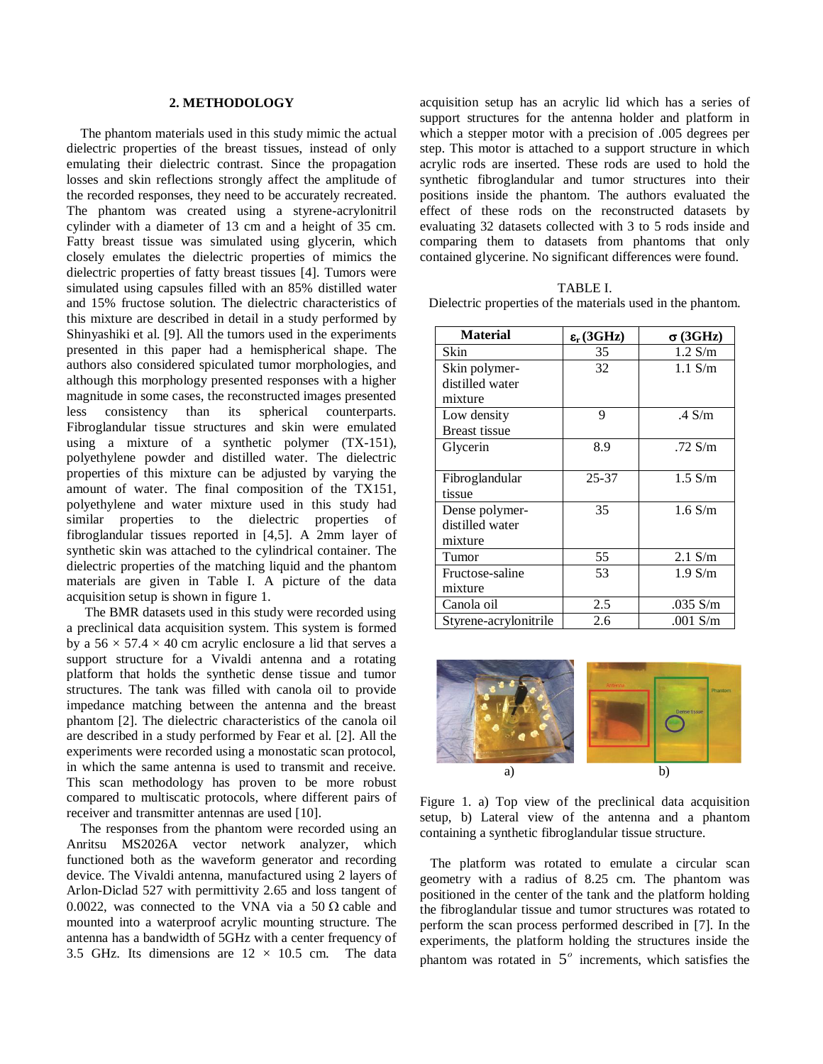## 2. METHODOLOGY

The phantom materials used in this study mimic the actual dielectric properties of the breast tissues, instead of only emulating their dielectric contrast. Since the propagation losses and skin reflections strongly affect the amplitude of the recorded responses, they need to be accurately recreated. The phantom was created using a styrene-acrylonitril cylinder with a diameter of 13 cm and a height of 35 cm. Fatty breast tissue was simulated using glycerin, which closely emulates the dielectric properties of mimics the dielectric properties of fatty breast tissues [4]. Tumors were simulated using capsules filled with an 85% distilled water and 15% fructose solution. The dielectric characteristics of this mixture are described in detail in a study performed by Shinyashiki et al. [9]. All the tumors used in the experiments presented in this paper had a hemispherical shape. The authors also considered spiculated tumor morphologies, and although this morphology presented responses with a higher magnitude in some cases, the reconstructed images presented less consistency than its spherical counterparts. Fibroglandular tissue structures and skin were emulated using a mixture of a synthetic polymer (TX-151), polyethylene powder and distilled water. The dielectric properties of this mixture can be adjusted by varying the amount of water. The final composition of the TX151, polyethylene and water mixture used in this study had similar properties to the dielectric properties of fibroglandular tissues reported in [4,5]. A 2mm layer of synthetic skin was attached to the cylindrical container. The dielectric properties of the matching liquid and the phantom materials are given in Table I. A picture of the data acquisition setup is shown in figure 1.

The BMR datasets used in this study were recorded using a preclinical data acquisition system. This system is formed by a 56 × 57.4 × 40 cm acrylic enclosure a lid that serves a support structure for a Vivaldi antenna and a rotating platform that holds the synthetic dense tissue and tumor structures. The tank was filled with canola oil to provide impedance matching between the antenna and the breast phantom [2]. The dielectric characteristics of the canola oil are described in a study performed by Fear et al. [2]. All the experiments were recorded using a monostatic scan protocol, in which the same antenna is used to transmit and receive. This scan methodology has proven to be more robust compared to multiscatic protocols, where different pairs of receiver and transmitter antennas are used [10].

The responses from the phantom were recorded using an Anritsu MS2026A vector network analyzer, which functioned both as the waveform generator and recording device. The Vivaldi antenna, manufactured using 2 layers of Arlon-Diclad 527 with permittivity 2.65 and loss tangent of 0.0022, was connected to the VNA via a 50 Ω cable and mounted into a waterproof acrylic mounting structure. The antenna has a bandwidth of 5GHz with a center frequency of 3.5 GHz. Its dimensions are 12 × 10.5 cm. The data acquisition setup has an acrylic lid which has a series of support structures for the antenna holder and platform in which a stepper motor with a precision of .005 degrees per step. This motor is attached to a support structure in which acrylic rods are inserted. These rods are used to hold the synthetic fibroglandular and tumor structures into their positions inside the phantom. The authors evaluated the effect of these rods on the reconstructed datasets by evaluating 32 datasets collected with 3 to 5 rods inside and comparing them to datasets from phantoms that only contained glycerine. No significant differences were found.

TABLE I.
Dielectric properties of the materials used in the phantom.

| Material | $\varepsilon_r$ (3GHz) | $\sigma$ (3GHz) |
| --- | --- | --- |
| Skin | 35 | 1.2 S/m |
| Skin polymer-distilled water mixture | 32 | 1.1 S/m |
| Low density Breast tissue | 9 | .4 S/m |
| Glycerin | 8.9 | .72 S/m |
| Fibroglandular tissue | 25-37 | 1.5 S/m |
| Dense polymer-distilled water mixture | 35 | 1.6 S/m |
| Tumor | 55 | 2.1 S/m |
| Fructose-saline mixture | 53 | 1.9 S/m |
| Canola oil | 2.5 | .035 S/m |
| Styrene-acrylonitrile | 2.6 | .001 S/m |

Figure 1. a) Top view of the preclinical data acquisition setup, b) Lateral view of the antenna and a phantom containing a synthetic fibroglandular tissue structure.

The platform was rotated to emulate a circular scan geometry with a radius of 8.25 cm. The phantom was positioned in the center of the tank and the platform holding the fibroglandular tissue and tumor structures was rotated to perform the scan process performed described in [7]. In the experiments, the platform holding the structures inside the phantom was rotated in $5^{o}$ increments, which satisfies the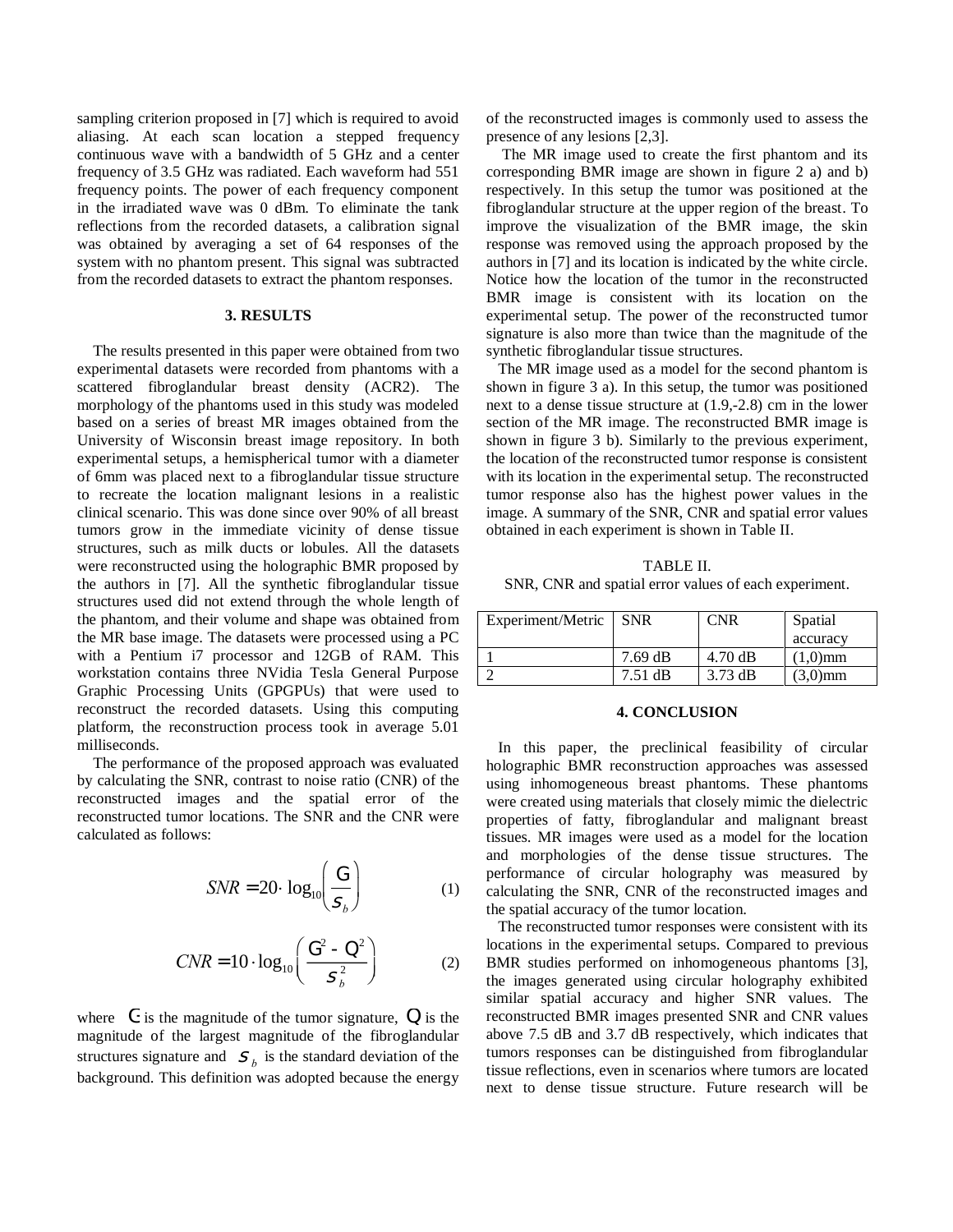sampling criterion proposed in [7] which is required to avoid aliasing. At each scan location a stepped frequency continuous wave with a bandwidth of 5 GHz and a center frequency of 3.5 GHz was radiated. Each waveform had 551 frequency points. The power of each frequency component in the irradiated wave was 0 dBm. To eliminate the tank reflections from the recorded datasets, a calibration signal was obtained by averaging a set of 64 responses of the system with no phantom present. This signal was subtracted from the recorded datasets to extract the phantom responses.

## 3. RESULTS

The results presented in this paper were obtained from two experimental datasets were recorded from phantoms with a scattered fibroglandular breast density (ACR2). The morphology of the phantoms used in this study was modeled based on a series of breast MR images obtained from the University of Wisconsin breast image repository. In both experimental setups, a hemispherical tumor with a diameter of 6mm was placed next to a fibroglandular tissue structure to recreate the location malignant lesions in a realistic clinical scenario. This was done since over 90% of all breast tumors grow in the immediate vicinity of dense tissue structures, such as milk ducts or lobules. All the datasets were reconstructed using the holographic BMR proposed by the authors in [7]. All the synthetic fibroglandular tissue structures used did not extend through the whole length of the phantom, and their volume and shape was obtained from the MR base image. The datasets were processed using a PC with a Pentium i7 processor and 12GB of RAM. This workstation contains three NVidia Tesla General Purpose Graphic Processing Units (GPGPUs) that were used to reconstruct the recorded datasets. Using this computing platform, the reconstruction process took in average 5.01 milliseconds.

The performance of the proposed approach was evaluated by calculating the SNR, contrast to noise ratio (CNR) of the reconstructed images and the spatial error of the reconstructed tumor locations. The SNR and the CNR were calculated as follows:

$$SNR = 20 \cdot \log_{10}\left(\frac{\Gamma}{\sigma_b}\right) \quad (1)$$

$$CNR = 10 \cdot \log_{10}\left(\frac{\Gamma^2 - \Omega^2}{\sigma_b^2}\right) \quad (2)$$

where $\Gamma$ is the magnitude of the tumor signature, $\Omega$ is the magnitude of the largest magnitude of the fibroglandular structures signature and $\sigma_b$ is the standard deviation of the background. This definition was adopted because the energy of the reconstructed images is commonly used to assess the presence of any lesions [2,3].

The MR image used to create the first phantom and its corresponding BMR image are shown in figure 2 a) and b) respectively. In this setup the tumor was positioned at the fibroglandular structure at the upper region of the breast. To improve the visualization of the BMR image, the skin response was removed using the approach proposed by the authors in [7] and its location is indicated by the white circle. Notice how the location of the tumor in the reconstructed BMR image is consistent with its location on the experimental setup. The power of the reconstructed tumor signature is also more than twice than the magnitude of the synthetic fibroglandular tissue structures.

The MR image used as a model for the second phantom is shown in figure 3 a). In this setup, the tumor was positioned next to a dense tissue structure at (1.9,-2.8) cm in the lower section of the MR image. The reconstructed BMR image is shown in figure 3 b). Similarly to the previous experiment, the location of the reconstructed tumor response is consistent with its location in the experimental setup. The reconstructed tumor response also has the highest power values in the image. A summary of the SNR, CNR and spatial error values obtained in each experiment is shown in Table II.

TABLE II.
SNR, CNR and spatial error values of each experiment.

| Experiment/Metric | SNR | CNR | Spatial accuracy |
| --- | --- | --- | --- |
| 1 | 7.69 dB | 4.70 dB | (1,0)mm |
| 2 | 7.51 dB | 3.73 dB | (3,0)mm |

## 4. CONCLUSION

In this paper, the preclinical feasibility of circular holographic BMR reconstruction approaches was assessed using inhomogeneous breast phantoms. These phantoms were created using materials that closely mimic the dielectric properties of fatty, fibroglandular and malignant breast tissues. MR images were used as a model for the location and morphologies of the dense tissue structures. The performance of circular holography was measured by calculating the SNR, CNR of the reconstructed images and the spatial accuracy of the tumor location.

The reconstructed tumor responses were consistent with its locations in the experimental setups. Compared to previous BMR studies performed on inhomogeneous phantoms [3], the images generated using circular holography exhibited similar spatial accuracy and higher SNR values. The reconstructed BMR images presented SNR and CNR values above 7.5 dB and 3.7 dB respectively, which indicates that tumors responses can be distinguished from fibroglandular tissue reflections, even in scenarios where tumors are located next to dense tissue structure. Future research will be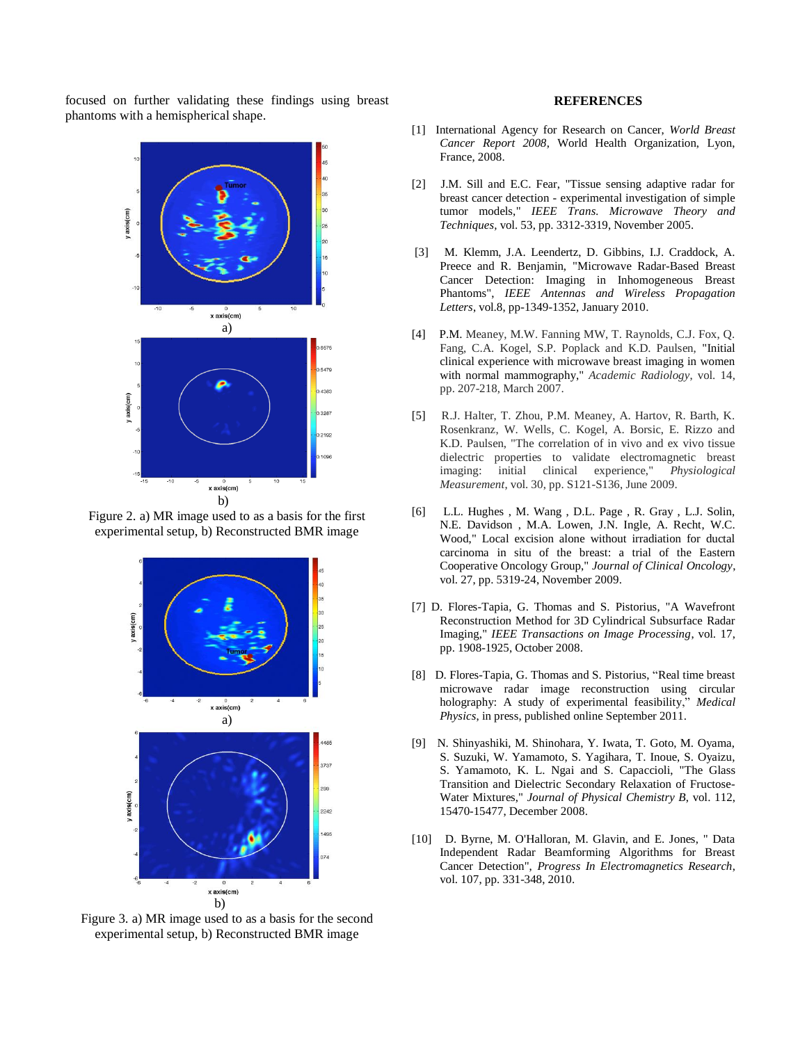focused on further validating these findings using breast phantoms with a hemispherical shape.

Tumor

y axis(cm)

x axis(cm)

a)

y axis(cm)

x axis(cm)

b)

Figure 2. a) MR image used to as a basis for the first experimental setup, b) Reconstructed BMR image

Tumor

y axis(cm)

x axis(cm)

a)

y axis(cm)

x axis(cm)

b)

Figure 3. a) MR image used to as a basis for the second experimental setup, b) Reconstructed BMR image

## REFERENCES

[1] International Agency for Research on Cancer, *World Breast Cancer Report 2008*, World Health Organization, Lyon, France, 2008.

[2] J.M. Sill and E.C. Fear, "Tissue sensing adaptive radar for breast cancer detection - experimental investigation of simple tumor models," *IEEE Trans. Microwave Theory and Techniques*, vol. 53, pp. 3312-3319, November 2005.

[3] M. Klemm, J.A. Leendertz, D. Gibbins, I.J. Craddock, A. Preece and R. Benjamin, "Microwave Radar-Based Breast Cancer Detection: Imaging in Inhomogeneous Breast Phantoms", *IEEE Antennas and Wireless Propagation Letters*, vol.8, pp-1349-1352, January 2010.

[4] P.M. Meaney, M.W. Fanning MW, T. Raynolds, C.J. Fox, Q. Fang, C.A. Kogel, S.P. Poplack and K.D. Paulsen, "Initial clinical experience with microwave breast imaging in women with normal mammography," *Academic Radiology*, vol. 14, pp. 207-218, March 2007.

[5] R.J. Halter, T. Zhou, P.M. Meaney, A. Hartov, R. Barth, K. Rosenkranz, W. Wells, C. Kogel, A. Borsic, E. Rizzo and K.D. Paulsen, "The correlation of in vivo and ex vivo tissue dielectric properties to validate electromagnetic breast imaging: initial clinical experience," *Physiological Measurement*, vol. 30, pp. S121-S136, June 2009.

[6] L.L. Hughes , M. Wang , D.L. Page , R. Gray , L.J. Solin, N.E. Davidson , M.A. Lowen, J.N. Ingle, A. Recht, W.C. Wood," Local excision alone without irradiation for ductal carcinoma in situ of the breast: a trial of the Eastern Cooperative Oncology Group," *Journal of Clinical Oncology*, vol. 27, pp. 5319-24, November 2009.

[7] D. Flores-Tapia, G. Thomas and S. Pistorius, "A Wavefront Reconstruction Method for 3D Cylindrical Subsurface Radar Imaging," *IEEE Transactions on Image Processing*, vol. 17, pp. 1908-1925, October 2008.

[8] D. Flores-Tapia, G. Thomas and S. Pistorius, "Real time breast microwave radar image reconstruction using circular holography: A study of experimental feasibility," *Medical Physics*, in press, published online September 2011.

[9] N. Shinyashiki, M. Shinohara, Y. Iwata, T. Goto, M. Oyama, S. Suzuki, W. Yamamoto, S. Yagihara, T. Inoue, S. Oyaizu, S. Yamamoto, K. L. Ngai and S. Capaccioli, "The Glass Transition and Dielectric Secondary Relaxation of Fructose-Water Mixtures," *Journal of Physical Chemistry B*, vol. 112, 15470-15477, December 2008.

[10] D. Byrne, M. O'Halloran, M. Glavin, and E. Jones, " Data Independent Radar Beamforming Algorithms for Breast Cancer Detection", *Progress In Electromagnetics Research*, vol. 107, pp. 331-348, 2010.